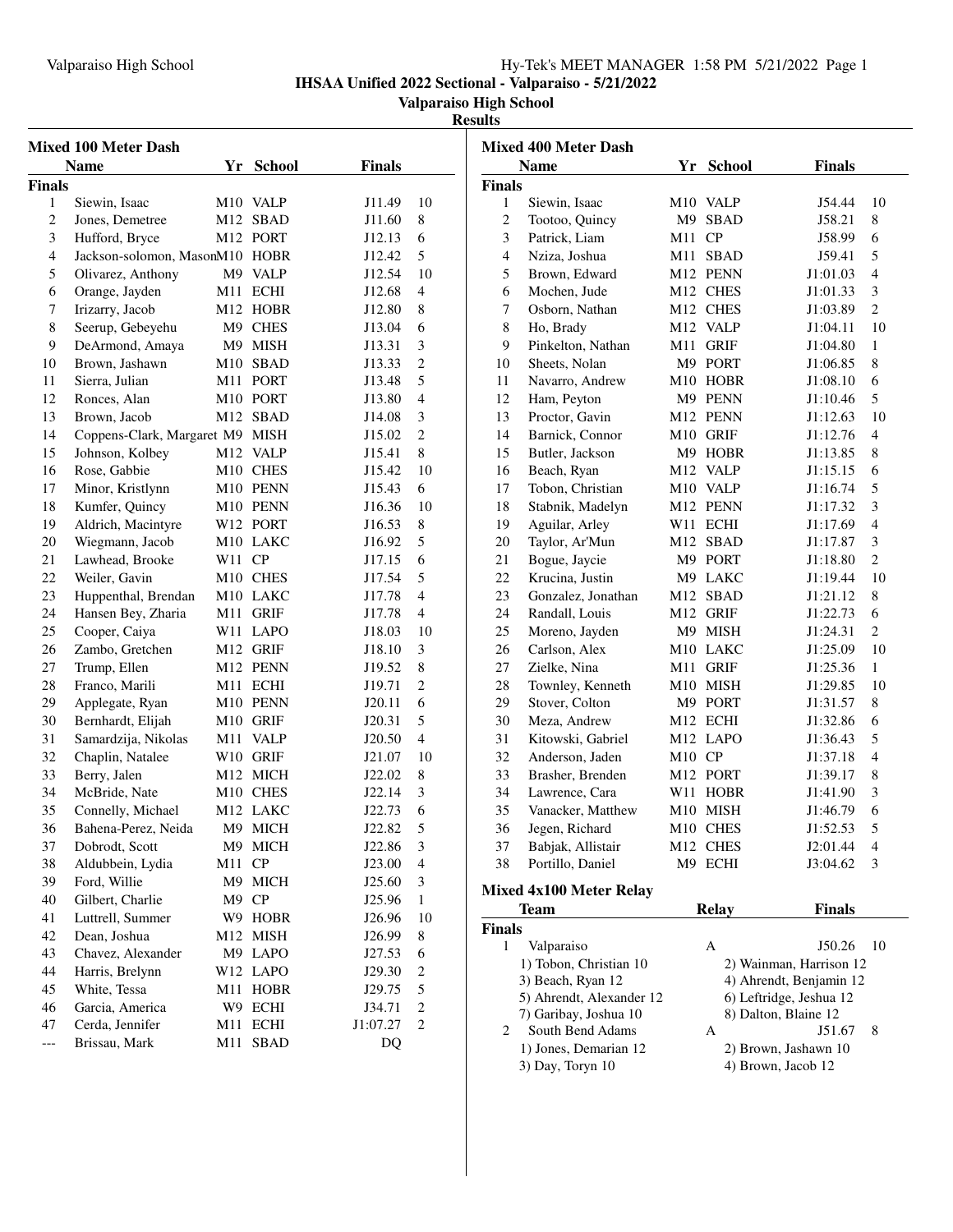## IHSAA Unified 2022 Sectional - Valparaiso - 5/21/2022

### Valparaiso High School

### Results

#### Mixed 100 Meter Dash

| | Name | Yr | School | Finals | |
|---|---|---|---|---|---|
| **Finals** | | | | | |
| 1 | Siewin, Isaac | M10 | VALP | J11.49 | 10 |
| 2 | Jones, Demetree | M12 | SBAD | J11.60 | 8 |
| 3 | Hufford, Bryce | M12 | PORT | J12.13 | 6 |
| 4 | Jackson-solomon, Mason | M10 | HOBR | J12.42 | 5 |
| 5 | Olivarez, Anthony | M9 | VALP | J12.54 | 10 |
| 6 | Orange, Jayden | M11 | ECHI | J12.68 | 4 |
| 7 | Irizarry, Jacob | M12 | HOBR | J12.80 | 8 |
| 8 | Seerup, Gebeyehu | M9 | CHES | J13.04 | 6 |
| 9 | DeArmond, Amaya | M9 | MISH | J13.31 | 3 |
| 10 | Brown, Jashawn | M10 | SBAD | J13.33 | 2 |
| 11 | Sierra, Julian | M11 | PORT | J13.48 | 5 |
| 12 | Ronces, Alan | M10 | PORT | J13.80 | 4 |
| 13 | Brown, Jacob | M12 | SBAD | J14.08 | 3 |
| 14 | Coppens-Clark, Margaret | M9 | MISH | J15.02 | 2 |
| 15 | Johnson, Kolbey | M12 | VALP | J15.41 | 8 |
| 16 | Rose, Gabbie | M10 | CHES | J15.42 | 10 |
| 17 | Minor, Kristlynn | M10 | PENN | J15.43 | 6 |
| 18 | Kumfer, Quincy | M10 | PENN | J16.36 | 10 |
| 19 | Aldrich, Macintyre | W12 | PORT | J16.53 | 8 |
| 20 | Wiegmann, Jacob | M10 | LAKC | J16.92 | 5 |
| 21 | Lawhead, Brooke | W11 | CP | J17.15 | 6 |
| 22 | Weiler, Gavin | M10 | CHES | J17.54 | 5 |
| 23 | Huppenthal, Brendan | M10 | LAKC | J17.78 | 4 |
| 24 | Hansen Bey, Zharia | M11 | GRIF | J17.78 | 4 |
| 25 | Cooper, Caiya | W11 | LAPO | J18.03 | 10 |
| 26 | Zambo, Gretchen | M12 | GRIF | J18.10 | 3 |
| 27 | Trump, Ellen | M12 | PENN | J19.52 | 8 |
| 28 | Franco, Marili | M11 | ECHI | J19.71 | 2 |
| 29 | Applegate, Ryan | M10 | PENN | J20.11 | 6 |
| 30 | Bernhardt, Elijah | M10 | GRIF | J20.31 | 5 |
| 31 | Samardzija, Nikolas | M11 | VALP | J20.50 | 4 |
| 32 | Chaplin, Natalee | W10 | GRIF | J21.07 | 10 |
| 33 | Berry, Jalen | M12 | MICH | J22.02 | 8 |
| 34 | McBride, Nate | M10 | CHES | J22.14 | 3 |
| 35 | Connelly, Michael | M12 | LAKC | J22.73 | 6 |
| 36 | Bahena-Perez, Neida | M9 | MICH | J22.82 | 5 |
| 37 | Dobrodt, Scott | M9 | MICH | J22.86 | 3 |
| 38 | Aldubbein, Lydia | M11 | CP | J23.00 | 4 |
| 39 | Ford, Willie | M9 | MICH | J25.60 | 3 |
| 40 | Gilbert, Charlie | M9 | CP | J25.96 | 1 |
| 41 | Luttrell, Summer | W9 | HOBR | J26.96 | 10 |
| 42 | Dean, Joshua | M12 | MISH | J26.99 | 8 |
| 43 | Chavez, Alexander | M9 | LAPO | J27.53 | 6 |
| 44 | Harris, Brelynn | W12 | LAPO | J29.30 | 2 |
| 45 | White, Tessa | M11 | HOBR | J29.75 | 5 |
| 46 | Garcia, America | W9 | ECHI | J34.71 | 2 |
| 47 | Cerda, Jennifer | M11 | ECHI | J1:07.27 | 2 |
| --- | Brissau, Mark | M11 | SBAD | DQ | |

#### Mixed 400 Meter Dash

| | Name | Yr | School | Finals | |
|---|---|---|---|---|---|
| **Finals** | | | | | |
| 1 | Siewin, Isaac | M10 | VALP | J54.44 | 10 |
| 2 | Tootoo, Quincy | M9 | SBAD | J58.21 | 8 |
| 3 | Patrick, Liam | M11 | CP | J58.99 | 6 |
| 4 | Nziza, Joshua | M11 | SBAD | J59.41 | 5 |
| 5 | Brown, Edward | M12 | PENN | J1:01.03 | 4 |
| 6 | Mochen, Jude | M12 | CHES | J1:01.33 | 3 |
| 7 | Osborn, Nathan | M12 | CHES | J1:03.89 | 2 |
| 8 | Ho, Brady | M12 | VALP | J1:04.11 | 10 |
| 9 | Pinkelton, Nathan | M11 | GRIF | J1:04.80 | 1 |
| 10 | Sheets, Nolan | M9 | PORT | J1:06.85 | 8 |
| 11 | Navarro, Andrew | M10 | HOBR | J1:08.10 | 6 |
| 12 | Ham, Peyton | M9 | PENN | J1:10.46 | 5 |
| 13 | Proctor, Gavin | M12 | PENN | J1:12.63 | 10 |
| 14 | Barnick, Connor | M10 | GRIF | J1:12.76 | 4 |
| 15 | Butler, Jackson | M9 | HOBR | J1:13.85 | 8 |
| 16 | Beach, Ryan | M12 | VALP | J1:15.15 | 6 |
| 17 | Tobon, Christian | M10 | VALP | J1:16.74 | 5 |
| 18 | Stabnik, Madelyn | M12 | PENN | J1:17.32 | 3 |
| 19 | Aguilar, Arley | W11 | ECHI | J1:17.69 | 4 |
| 20 | Taylor, Ar'Mun | M12 | SBAD | J1:17.87 | 3 |
| 21 | Bogue, Jaycie | M9 | PORT | J1:18.80 | 2 |
| 22 | Krucina, Justin | M9 | LAKC | J1:19.44 | 10 |
| 23 | Gonzalez, Jonathan | M12 | SBAD | J1:21.12 | 8 |
| 24 | Randall, Louis | M12 | GRIF | J1:22.73 | 6 |
| 25 | Moreno, Jayden | M9 | MISH | J1:24.31 | 2 |
| 26 | Carlson, Alex | M10 | LAKC | J1:25.09 | 10 |
| 27 | Zielke, Nina | M11 | GRIF | J1:25.36 | 1 |
| 28 | Townley, Kenneth | M10 | MISH | J1:29.85 | 10 |
| 29 | Stover, Colton | M9 | PORT | J1:31.57 | 8 |
| 30 | Meza, Andrew | M12 | ECHI | J1:32.86 | 6 |
| 31 | Kitowski, Gabriel | M12 | LAPO | J1:36.43 | 5 |
| 32 | Anderson, Jaden | M10 | CP | J1:37.18 | 4 |
| 33 | Brasher, Brenden | M12 | PORT | J1:39.17 | 8 |
| 34 | Lawrence, Cara | W11 | HOBR | J1:41.90 | 3 |
| 35 | Vanacker, Matthew | M10 | MISH | J1:46.79 | 6 |
| 36 | Jegen, Richard | M10 | CHES | J1:52.53 | 5 |
| 37 | Babjak, Allistair | M12 | CHES | J2:01.44 | 4 |
| 38 | Portillo, Daniel | M9 | ECHI | J3:04.62 | 3 |

#### Mixed 4x100 Meter Relay

| | Team | Relay | Finals | |
|---|---|---|---|---|
| **Finals** | | | | |
| 1 | Valparaiso | A | J50.26 | 10 |
| | 1) Tobon, Christian 10 | 2) Wainman, Harrison 12 | | |
| | 3) Beach, Ryan 12 | 4) Ahrendt, Benjamin 12 | | |
| | 5) Ahrendt, Alexander 12 | 6) Leftridge, Jeshua 12 | | |
| | 7) Garibay, Joshua 10 | 8) Dalton, Blaine 12 | | |
| 2 | South Bend Adams | A | J51.67 | 8 |
| | 1) Jones, Demarian 12 | 2) Brown, Jashawn 10 | | |
| | 3) Day, Toryn 10 | 4) Brown, Jacob 12 | | |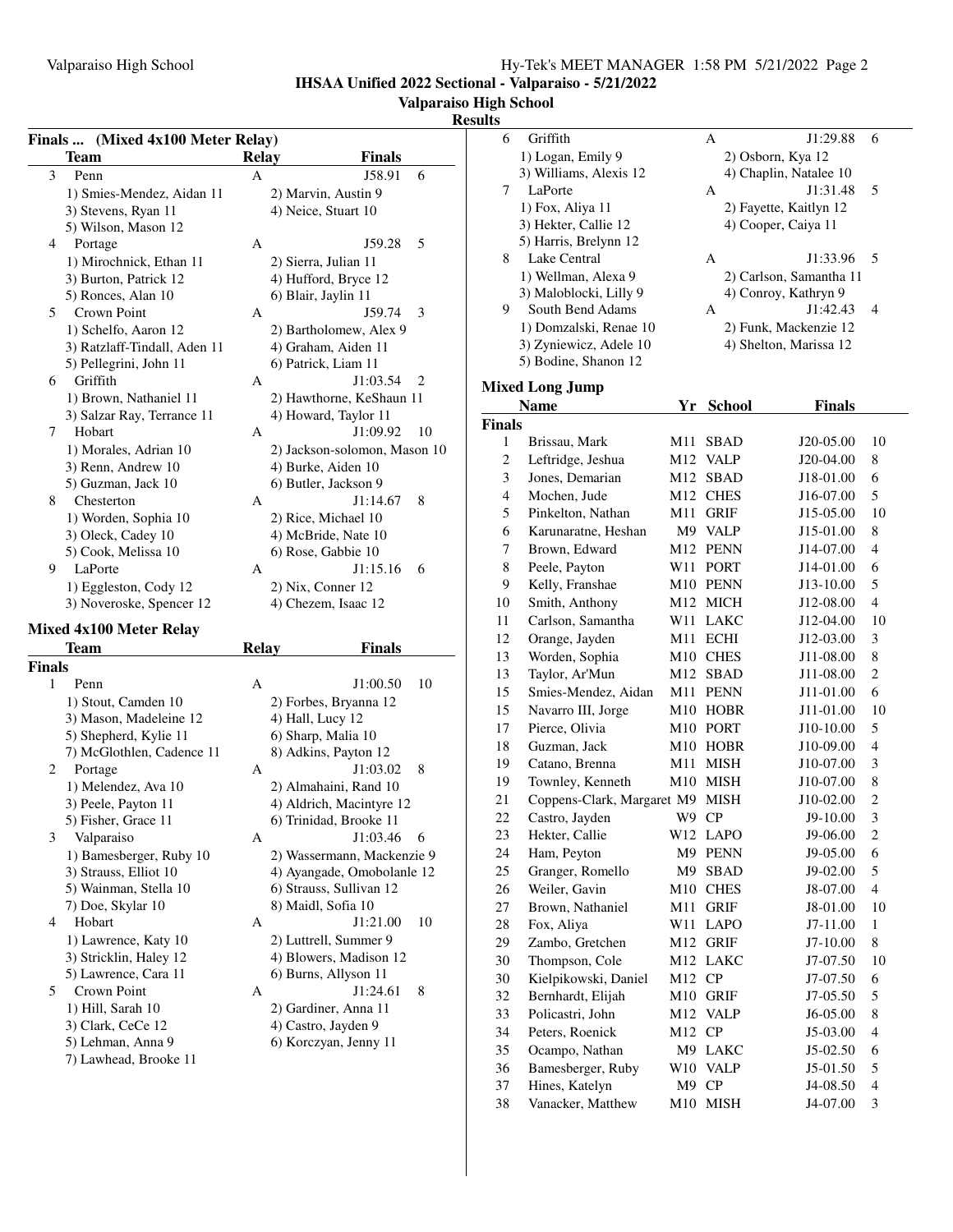**IHSAA Unified 2022 Sectional - Valparaiso - 5/21/2022**

**Valparaiso High School**

**Results**

### Finals ... (Mixed 4x100 Meter Relay)

| | Team | Relay | Finals | |
|---|---|---|---|---|
| 3 | Penn | A | J58.91 | 6 |
| | 1) Smies-Mendez, Aidan 11 | 2) Marvin, Austin 9 | | |
| | 3) Stevens, Ryan 11 | 4) Neice, Stuart 10 | | |
| | 5) Wilson, Mason 12 | | | |
| 4 | Portage | A | J59.28 | 5 |
| | 1) Mirochnick, Ethan 11 | 2) Sierra, Julian 11 | | |
| | 3) Burton, Patrick 12 | 4) Hufford, Bryce 12 | | |
| | 5) Ronces, Alan 10 | 6) Blair, Jaylin 11 | | |
| 5 | Crown Point | A | J59.74 | 3 |
| | 1) Schelfo, Aaron 12 | 2) Bartholomew, Alex 9 | | |
| | 3) Ratzlaff-Tindall, Aden 11 | 4) Graham, Aiden 11 | | |
| | 5) Pellegrini, John 11 | 6) Patrick, Liam 11 | | |
| 6 | Griffith | A | J1:03.54 | 2 |
| | 1) Brown, Nathaniel 11 | 2) Hawthorne, KeShaun 11 | | |
| | 3) Salzar Ray, Terrance 11 | 4) Howard, Taylor 11 | | |
| 7 | Hobart | A | J1:09.92 | 10 |
| | 1) Morales, Adrian 10 | 2) Jackson-solomon, Mason 10 | | |
| | 3) Renn, Andrew 10 | 4) Burke, Aiden 10 | | |
| | 5) Guzman, Jack 10 | 6) Butler, Jackson 9 | | |
| 8 | Chesterton | A | J1:14.67 | 8 |
| | 1) Worden, Sophia 10 | 2) Rice, Michael 10 | | |
| | 3) Oleck, Cadey 10 | 4) McBride, Nate 10 | | |
| | 5) Cook, Melissa 10 | 6) Rose, Gabbie 10 | | |
| 9 | LaPorte | A | J1:15.16 | 6 |
| | 1) Eggleston, Cody 12 | 2) Nix, Conner 12 | | |
| | 3) Noveroske, Spencer 12 | 4) Chezem, Isaac 12 | | |

### Mixed 4x100 Meter Relay

| | Team | Relay | Finals | |
|---|---|---|---|---|
| **Finals** | | | | |
| 1 | Penn | A | J1:00.50 | 10 |
| | 1) Stout, Camden 10 | 2) Forbes, Bryanna 12 | | |
| | 3) Mason, Madeleine 12 | 4) Hall, Lucy 12 | | |
| | 5) Shepherd, Kylie 11 | 6) Sharp, Malia 10 | | |
| | 7) McGlothlen, Cadence 11 | 8) Adkins, Payton 12 | | |
| 2 | Portage | A | J1:03.02 | 8 |
| | 1) Melendez, Ava 10 | 2) Almahaini, Rand 10 | | |
| | 3) Peele, Payton 11 | 4) Aldrich, Macintyre 12 | | |
| | 5) Fisher, Grace 11 | 6) Trinidad, Brooke 11 | | |
| 3 | Valparaiso | A | J1:03.46 | 6 |
| | 1) Bamesberger, Ruby 10 | 2) Wassermann, Mackenzie 9 | | |
| | 3) Strauss, Elliot 10 | 4) Ayangade, Omobolanle 12 | | |
| | 5) Wainman, Stella 10 | 6) Strauss, Sullivan 12 | | |
| | 7) Doe, Skylar 10 | 8) Maidl, Sofia 10 | | |
| 4 | Hobart | A | J1:21.00 | 10 |
| | 1) Lawrence, Katy 10 | 2) Luttrell, Summer 9 | | |
| | 3) Stricklin, Haley 12 | 4) Blowers, Madison 12 | | |
| | 5) Lawrence, Cara 11 | 6) Burns, Allyson 11 | | |
| 5 | Crown Point | A | J1:24.61 | 8 |
| | 1) Hill, Sarah 10 | 2) Gardiner, Anna 11 | | |
| | 3) Clark, CeCe 12 | 4) Castro, Jayden 9 | | |
| | 5) Lehman, Anna 9 | 6) Korczyan, Jenny 11 | | |
| | 7) Lawhead, Brooke 11 | | | |
| 6 | Griffith | A | J1:29.88 | 6 |
| | 1) Logan, Emily 9 | 2) Osborn, Kya 12 | | |
| | 3) Williams, Alexis 12 | 4) Chaplin, Natalee 10 | | |
| 7 | LaPorte | A | J1:31.48 | 5 |
| | 1) Fox, Aliya 11 | 2) Fayette, Kaitlyn 12 | | |
| | 3) Hekter, Callie 12 | 4) Cooper, Caiya 11 | | |
| | 5) Harris, Brelynn 12 | | | |
| 8 | Lake Central | A | J1:33.96 | 5 |
| | 1) Wellman, Alexa 9 | 2) Carlson, Samantha 11 | | |
| | 3) Maloblocki, Lilly 9 | 4) Conroy, Kathryn 9 | | |
| 9 | South Bend Adams | A | J1:42.43 | 4 |
| | 1) Domzalski, Renae 10 | 2) Funk, Mackenzie 12 | | |
| | 3) Zyniewicz, Adele 10 | 4) Shelton, Marissa 12 | | |
| | 5) Bodine, Shanon 12 | | | |

### Mixed Long Jump

| | Name | Yr | School | Finals | |
|---|---|---|---|---|---|
| **Finals** | | | | | |
| 1 | Brissau, Mark | M11 | SBAD | J20-05.00 | 10 |
| 2 | Leftridge, Jeshua | M12 | VALP | J20-04.00 | 8 |
| 3 | Jones, Demarian | M12 | SBAD | J18-01.00 | 6 |
| 4 | Mochen, Jude | M12 | CHES | J16-07.00 | 5 |
| 5 | Pinkelton, Nathan | M11 | GRIF | J15-05.00 | 10 |
| 6 | Karunaratne, Heshan | M9 | VALP | J15-01.00 | 8 |
| 7 | Brown, Edward | M12 | PENN | J14-07.00 | 4 |
| 8 | Peele, Payton | W11 | PORT | J14-01.00 | 6 |
| 9 | Kelly, Franshae | M10 | PENN | J13-10.00 | 5 |
| 10 | Smith, Anthony | M12 | MICH | J12-08.00 | 4 |
| 11 | Carlson, Samantha | W11 | LAKC | J12-04.00 | 10 |
| 12 | Orange, Jayden | M11 | ECHI | J12-03.00 | 3 |
| 13 | Worden, Sophia | M10 | CHES | J11-08.00 | 8 |
| 13 | Taylor, Ar'Mun | M12 | SBAD | J11-08.00 | 2 |
| 15 | Smies-Mendez, Aidan | M11 | PENN | J11-01.00 | 6 |
| 15 | Navarro III, Jorge | M10 | HOBR | J11-01.00 | 10 |
| 17 | Pierce, Olivia | M10 | PORT | J10-10.00 | 5 |
| 18 | Guzman, Jack | M10 | HOBR | J10-09.00 | 4 |
| 19 | Catano, Brenna | M11 | MISH | J10-07.00 | 3 |
| 19 | Townley, Kenneth | M10 | MISH | J10-07.00 | 8 |
| 21 | Coppens-Clark, Margaret | M9 | MISH | J10-02.00 | 2 |
| 22 | Castro, Jayden | W9 | CP | J9-10.00 | 3 |
| 23 | Hekter, Callie | W12 | LAPO | J9-06.00 | 2 |
| 24 | Ham, Peyton | M9 | PENN | J9-05.00 | 6 |
| 25 | Granger, Romello | M9 | SBAD | J9-02.00 | 5 |
| 26 | Weiler, Gavin | M10 | CHES | J8-07.00 | 4 |
| 27 | Brown, Nathaniel | M11 | GRIF | J8-01.00 | 10 |
| 28 | Fox, Aliya | W11 | LAPO | J7-11.00 | 1 |
| 29 | Zambo, Gretchen | M12 | GRIF | J7-10.00 | 8 |
| 30 | Thompson, Cole | M12 | LAKC | J7-07.50 | 10 |
| 30 | Kielpikowski, Daniel | M12 | CP | J7-07.50 | 6 |
| 32 | Bernhardt, Elijah | M10 | GRIF | J7-05.50 | 5 |
| 33 | Policastri, John | M12 | VALP | J6-05.00 | 8 |
| 34 | Peters, Roenick | M12 | CP | J5-03.00 | 4 |
| 35 | Ocampo, Nathan | M9 | LAKC | J5-02.50 | 6 |
| 36 | Bamesberger, Ruby | W10 | VALP | J5-01.50 | 5 |
| 37 | Hines, Katelyn | M9 | CP | J4-08.50 | 4 |
| 38 | Vanacker, Matthew | M10 | MISH | J4-07.00 | 3 |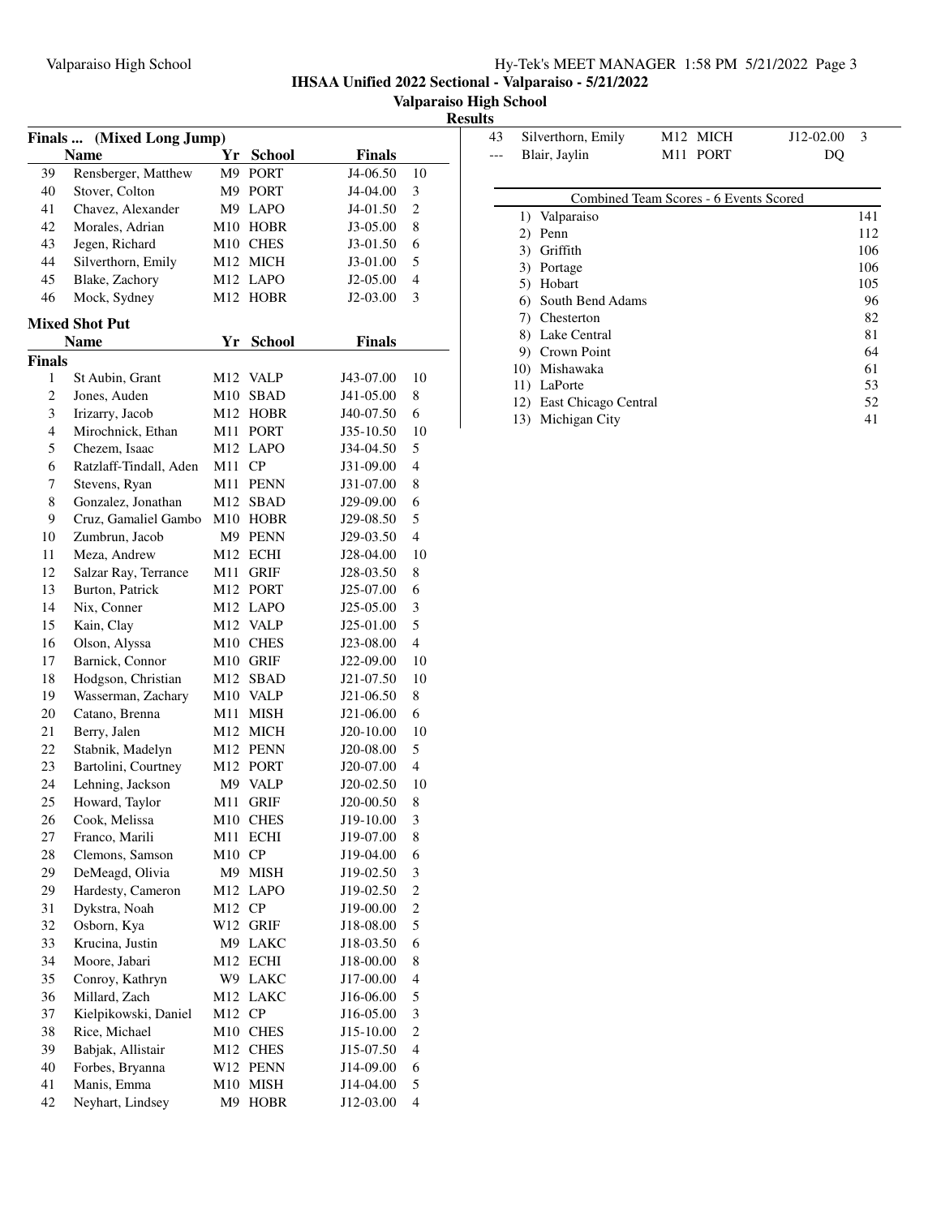## Results

### Finals ... (Mixed Long Jump)

| | Name | Yr | School | Finals | |
|---|---|---|---|---|---|
| 39 | Rensberger, Matthew | M9 | PORT | J4-06.50 | 10 |
| 40 | Stover, Colton | M9 | PORT | J4-04.00 | 3 |
| 41 | Chavez, Alexander | M9 | LAPO | J4-01.50 | 2 |
| 42 | Morales, Adrian | M10 | HOBR | J3-05.00 | 8 |
| 43 | Jegen, Richard | M10 | CHES | J3-01.50 | 6 |
| 44 | Silverthorn, Emily | M12 | MICH | J3-01.00 | 5 |
| 45 | Blake, Zachory | M12 | LAPO | J2-05.00 | 4 |
| 46 | Mock, Sydney | M12 | HOBR | J2-03.00 | 3 |

### Mixed Shot Put

| | Name | Yr | School | Finals | |
|---|---|---|---|---|---|
| **Finals** | | | | | |
| 1 | St Aubin, Grant | M12 | VALP | J43-07.00 | 10 |
| 2 | Jones, Auden | M10 | SBAD | J41-05.00 | 8 |
| 3 | Irizarry, Jacob | M12 | HOBR | J40-07.50 | 6 |
| 4 | Mirochnick, Ethan | M11 | PORT | J35-10.50 | 10 |
| 5 | Chezem, Isaac | M12 | LAPO | J34-04.50 | 5 |
| 6 | Ratzlaff-Tindall, Aden | M11 | CP | J31-09.00 | 4 |
| 7 | Stevens, Ryan | M11 | PENN | J31-07.00 | 8 |
| 8 | Gonzalez, Jonathan | M12 | SBAD | J29-09.00 | 6 |
| 9 | Cruz, Gamaliel Gambo | M10 | HOBR | J29-08.50 | 5 |
| 10 | Zumbrun, Jacob | M9 | PENN | J29-03.50 | 4 |
| 11 | Meza, Andrew | M12 | ECHI | J28-04.00 | 10 |
| 12 | Salzar Ray, Terrance | M11 | GRIF | J28-03.50 | 8 |
| 13 | Burton, Patrick | M12 | PORT | J25-07.00 | 6 |
| 14 | Nix, Conner | M12 | LAPO | J25-05.00 | 3 |
| 15 | Kain, Clay | M12 | VALP | J25-01.00 | 5 |
| 16 | Olson, Alyssa | M10 | CHES | J23-08.00 | 4 |
| 17 | Barnick, Connor | M10 | GRIF | J22-09.00 | 10 |
| 18 | Hodgson, Christian | M12 | SBAD | J21-07.50 | 10 |
| 19 | Wasserman, Zachary | M10 | VALP | J21-06.50 | 8 |
| 20 | Catano, Brenna | M11 | MISH | J21-06.00 | 6 |
| 21 | Berry, Jalen | M12 | MICH | J20-10.00 | 10 |
| 22 | Stabnik, Madelyn | M12 | PENN | J20-08.00 | 5 |
| 23 | Bartolini, Courtney | M12 | PORT | J20-07.00 | 4 |
| 24 | Lehning, Jackson | M9 | VALP | J20-02.50 | 10 |
| 25 | Howard, Taylor | M11 | GRIF | J20-00.50 | 8 |
| 26 | Cook, Melissa | M10 | CHES | J19-10.00 | 3 |
| 27 | Franco, Marili | M11 | ECHI | J19-07.00 | 8 |
| 28 | Clemons, Samson | M10 | CP | J19-04.00 | 6 |
| 29 | DeMeagd, Olivia | M9 | MISH | J19-02.50 | 3 |
| 29 | Hardesty, Cameron | M12 | LAPO | J19-02.50 | 2 |
| 31 | Dykstra, Noah | M12 | CP | J19-00.00 | 2 |
| 32 | Osborn, Kya | W12 | GRIF | J18-08.00 | 5 |
| 33 | Krucina, Justin | M9 | LAKC | J18-03.50 | 6 |
| 34 | Moore, Jabari | M12 | ECHI | J18-00.00 | 8 |
| 35 | Conroy, Kathryn | W9 | LAKC | J17-00.00 | 4 |
| 36 | Millard, Zach | M12 | LAKC | J16-06.00 | 5 |
| 37 | Kielpikowski, Daniel | M12 | CP | J16-05.00 | 3 |
| 38 | Rice, Michael | M10 | CHES | J15-10.00 | 2 |
| 39 | Babjak, Allistair | M12 | CHES | J15-07.50 | 4 |
| 40 | Forbes, Bryanna | W12 | PENN | J14-09.00 | 6 |
| 41 | Manis, Emma | M10 | MISH | J14-04.00 | 5 |
| 42 | Neyhart, Lindsey | M9 | HOBR | J12-03.00 | 4 |
| 43 | Silverthorn, Emily | M12 | MICH | J12-02.00 | 3 |
| --- | Blair, Jaylin | M11 | PORT | DQ | |

### Combined Team Scores - 6 Events Scored

| | | |
|---|---|---|
| 1) | Valparaiso | 141 |
| 2) | Penn | 112 |
| 3) | Griffith | 106 |
| 3) | Portage | 106 |
| 5) | Hobart | 105 |
| 6) | South Bend Adams | 96 |
| 7) | Chesterton | 82 |
| 8) | Lake Central | 81 |
| 9) | Crown Point | 64 |
| 10) | Mishawaka | 61 |
| 11) | LaPorte | 53 |
| 12) | East Chicago Central | 52 |
| 13) | Michigan City | 41 |